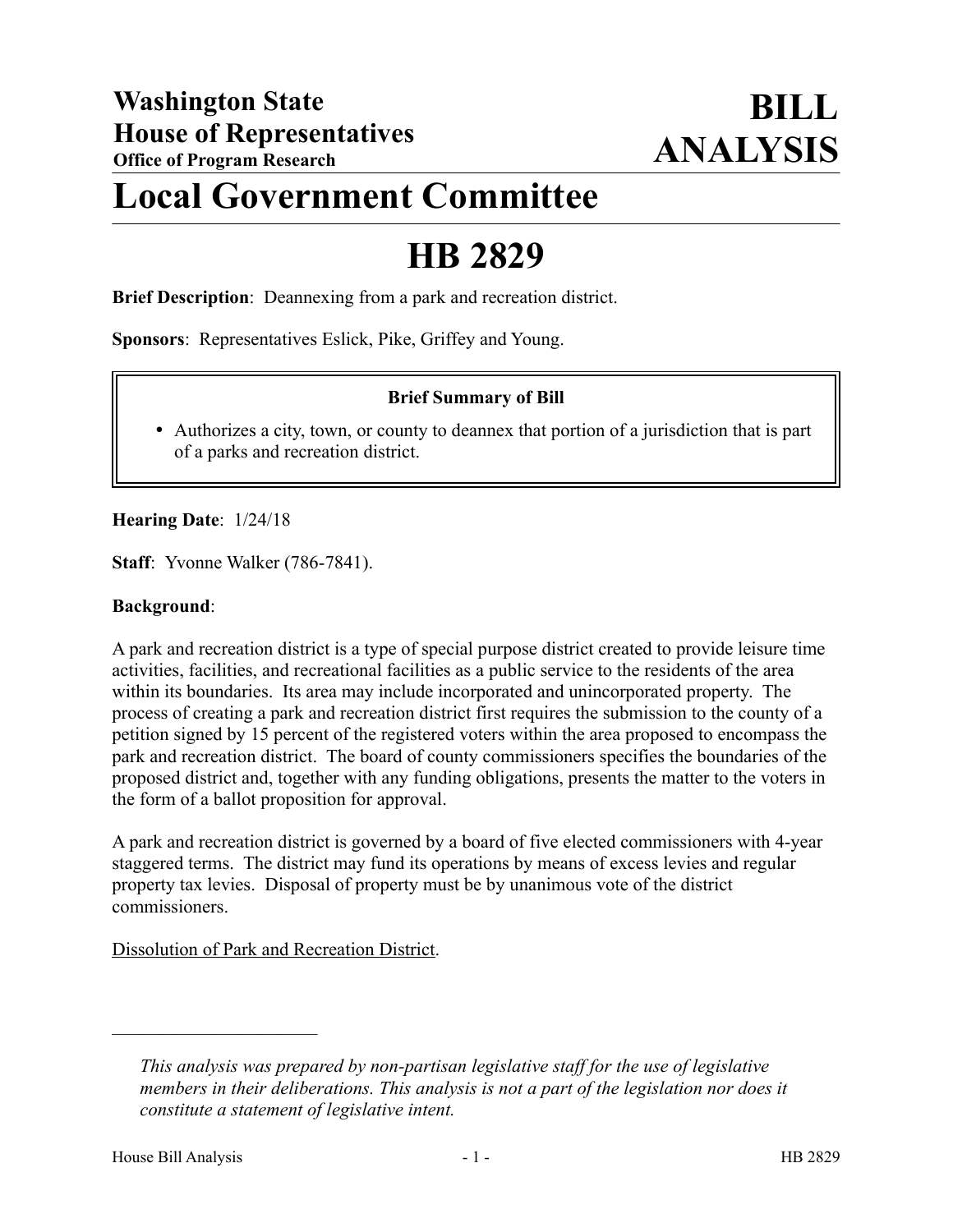# Washington State House of Representatives

**Office of Program Research**

# BILL ANALYSIS

# Local Government Committee

# HB 2829

**Brief Description**: Deannexing from a park and recreation district.

**Sponsors**: Representatives Eslick, Pike, Griffey and Young.

> **Brief Summary of Bill**
>
> - Authorizes a city, town, or county to deannex that portion of a jurisdiction that is part of a parks and recreation district.

**Hearing Date**: 1/24/18

**Staff**: Yvonne Walker (786-7841).

**Background**:

A park and recreation district is a type of special purpose district created to provide leisure time activities, facilities, and recreational facilities as a public service to the residents of the area within its boundaries. Its area may include incorporated and unincorporated property. The process of creating a park and recreation district first requires the submission to the county of a petition signed by 15 percent of the registered voters within the area proposed to encompass the park and recreation district. The board of county commissioners specifies the boundaries of the proposed district and, together with any funding obligations, presents the matter to the voters in the form of a ballot proposition for approval.

A park and recreation district is governed by a board of five elected commissioners with 4-year staggered terms. The district may fund its operations by means of excess levies and regular property tax levies. Disposal of property must be by unanimous vote of the district commissioners.

Dissolution of Park and Recreation District.

---

*This analysis was prepared by non-partisan legislative staff for the use of legislative members in their deliberations. This analysis is not a part of the legislation nor does it constitute a statement of legislative intent.*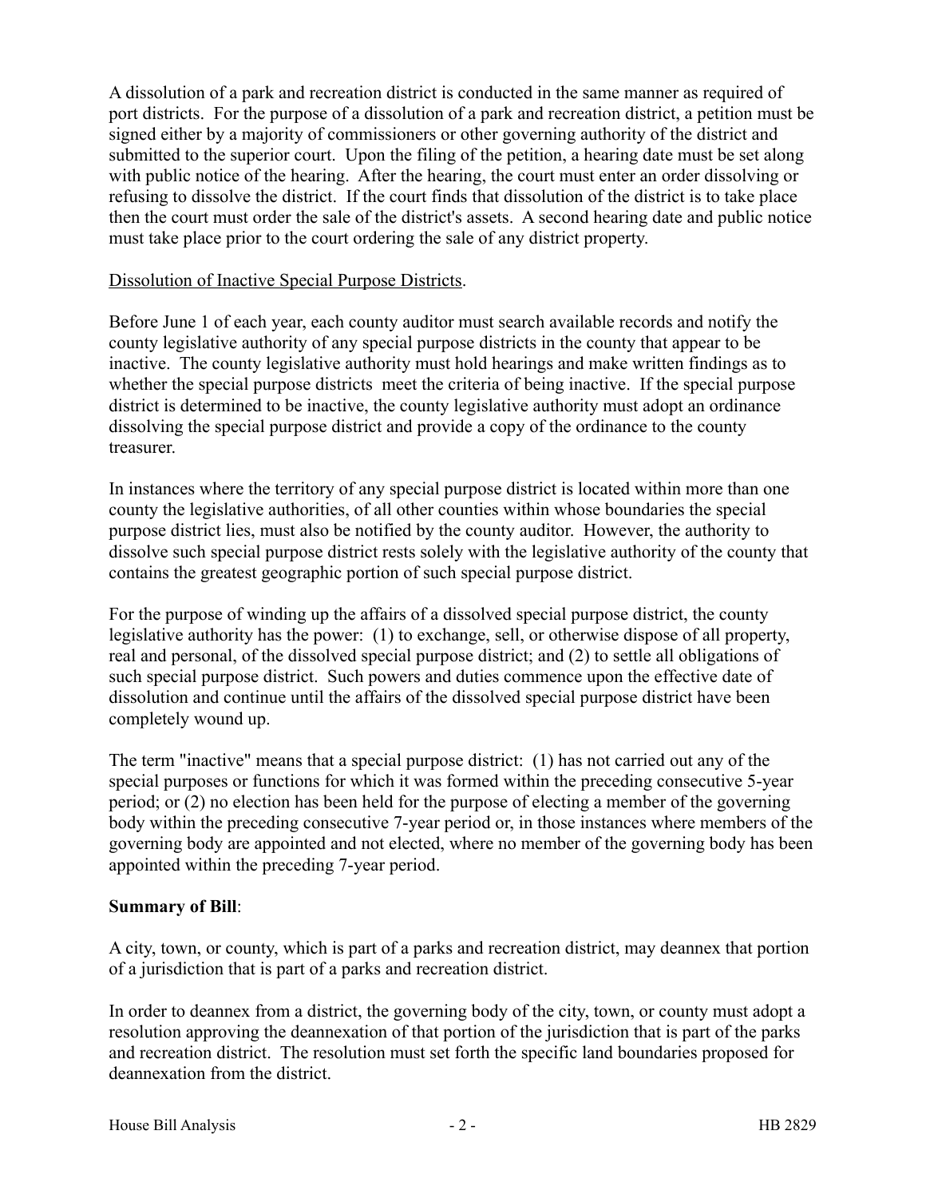A dissolution of a park and recreation district is conducted in the same manner as required of port districts. For the purpose of a dissolution of a park and recreation district, a petition must be signed either by a majority of commissioners or other governing authority of the district and submitted to the superior court. Upon the filing of the petition, a hearing date must be set along with public notice of the hearing. After the hearing, the court must enter an order dissolving or refusing to dissolve the district. If the court finds that dissolution of the district is to take place then the court must order the sale of the district's assets. A second hearing date and public notice must take place prior to the court ordering the sale of any district property.

Dissolution of Inactive Special Purpose Districts.

Before June 1 of each year, each county auditor must search available records and notify the county legislative authority of any special purpose districts in the county that appear to be inactive. The county legislative authority must hold hearings and make written findings as to whether the special purpose districts meet the criteria of being inactive. If the special purpose district is determined to be inactive, the county legislative authority must adopt an ordinance dissolving the special purpose district and provide a copy of the ordinance to the county treasurer.

In instances where the territory of any special purpose district is located within more than one county the legislative authorities, of all other counties within whose boundaries the special purpose district lies, must also be notified by the county auditor. However, the authority to dissolve such special purpose district rests solely with the legislative authority of the county that contains the greatest geographic portion of such special purpose district.

For the purpose of winding up the affairs of a dissolved special purpose district, the county legislative authority has the power: (1) to exchange, sell, or otherwise dispose of all property, real and personal, of the dissolved special purpose district; and (2) to settle all obligations of such special purpose district. Such powers and duties commence upon the effective date of dissolution and continue until the affairs of the dissolved special purpose district have been completely wound up.

The term "inactive" means that a special purpose district: (1) has not carried out any of the special purposes or functions for which it was formed within the preceding consecutive 5-year period; or (2) no election has been held for the purpose of electing a member of the governing body within the preceding consecutive 7-year period or, in those instances where members of the governing body are appointed and not elected, where no member of the governing body has been appointed within the preceding 7-year period.

**Summary of Bill**:

A city, town, or county, which is part of a parks and recreation district, may deannex that portion of a jurisdiction that is part of a parks and recreation district.

In order to deannex from a district, the governing body of the city, town, or county must adopt a resolution approving the deannexation of that portion of the jurisdiction that is part of the parks and recreation district. The resolution must set forth the specific land boundaries proposed for deannexation from the district.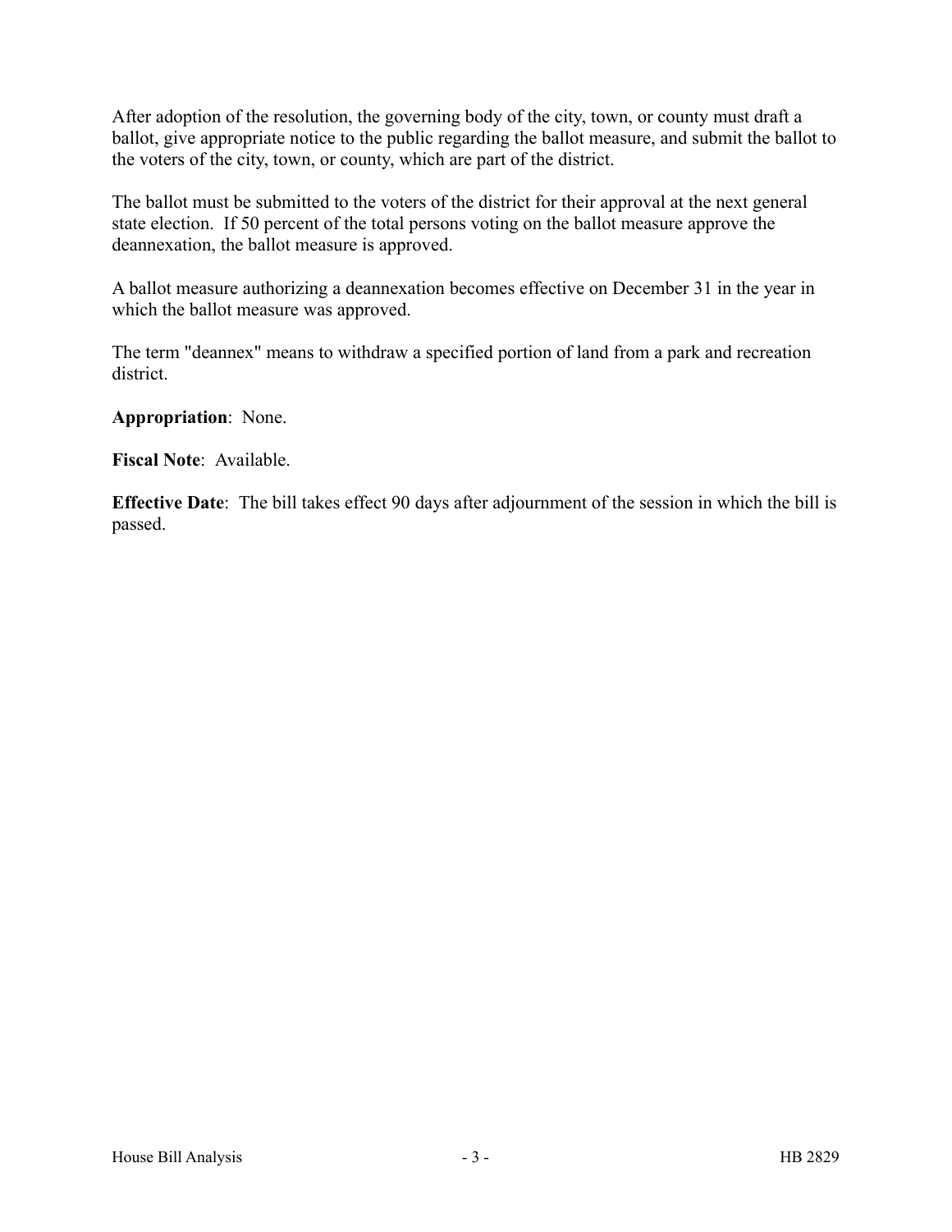After adoption of the resolution, the governing body of the city, town, or county must draft a ballot, give appropriate notice to the public regarding the ballot measure, and submit the ballot to the voters of the city, town, or county, which are part of the district.

The ballot must be submitted to the voters of the district for their approval at the next general state election. If 50 percent of the total persons voting on the ballot measure approve the deannexation, the ballot measure is approved.

A ballot measure authorizing a deannexation becomes effective on December 31 in the year in which the ballot measure was approved.

The term "deannex" means to withdraw a specified portion of land from a park and recreation district.

**Appropriation**: None.

**Fiscal Note**: Available.

**Effective Date**: The bill takes effect 90 days after adjournment of the session in which the bill is passed.